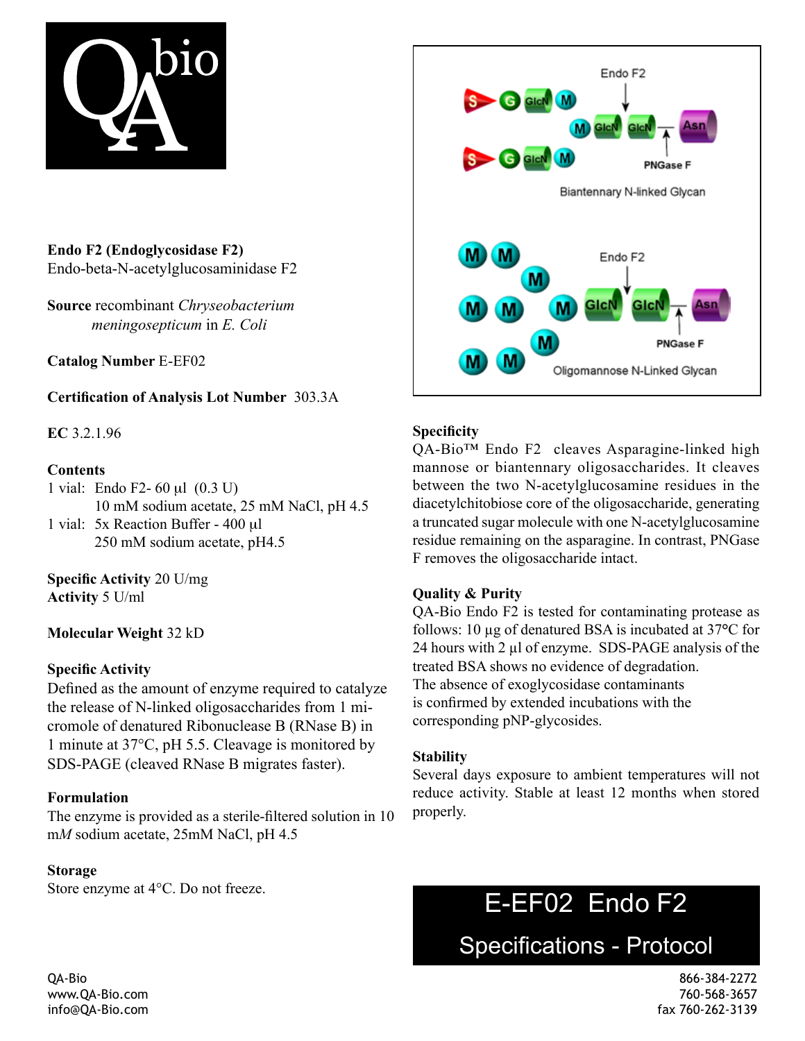**Endo F2 (Endoglycosidase F2)**
Endo-beta-N-acetylglucosaminidase F2

**Source** recombinant *Chryseobacterium meningosepticum* in *E. Coli*

**Catalog Number** E-EF02

**Certification of Analysis Lot Number** 303.3A

**EC** 3.2.1.96

**Contents**
1 vial: Endo F2- 60 µl (0.3 U)
10 mM sodium acetate, 25 mM NaCl, pH 4.5
1 vial: 5x Reaction Buffer - 400 µl
250 mM sodium acetate, pH4.5

**Specific Activity** 20 U/mg
**Activity** 5 U/ml

**Molecular Weight** 32 kD

**Specific Activity**
Defined as the amount of enzyme required to catalyze the release of N-linked oligosaccharides from 1 micromole of denatured Ribonuclease B (RNase B) in 1 minute at 37°C, pH 5.5. Cleavage is monitored by SDS-PAGE (cleaved RNase B migrates faster).

**Formulation**
The enzyme is provided as a sterile-filtered solution in 10 m*M* sodium acetate, 25mM NaCl, pH 4.5

**Storage**
Store enzyme at 4°C. Do not freeze.

Endo F2 — PNGase F — Biantennary N-linked Glycan

Endo F2 — PNGase F — Oligomannose N-Linked Glycan

**Specificity**
QA-Bio™ Endo F2 cleaves Asparagine-linked high mannose or biantennary oligosaccharides. It cleaves between the two N-acetylglucosamine residues in the diacetylchitobiose core of the oligosaccharide, generating a truncated sugar molecule with one N-acetylglucosamine residue remaining on the asparagine. In contrast, PNGase F removes the oligosaccharide intact.

**Quality & Purity**
QA-Bio Endo F2 is tested for contaminating protease as follows: 10 µg of denatured BSA is incubated at 37°C for 24 hours with 2 µl of enzyme. SDS-PAGE analysis of the treated BSA shows no evidence of degradation.
The absence of exoglycosidase contaminants is confirmed by extended incubations with the corresponding pNP-glycosides.

**Stability**
Several days exposure to ambient temperatures will not reduce activity. Stable at least 12 months when stored properly.

# E-EF02 Endo F2

## Specifications - Protocol

QA-Bio
www.QA-Bio.com
info@QA-Bio.com

866-384-2272
760-568-3657
fax 760-262-3139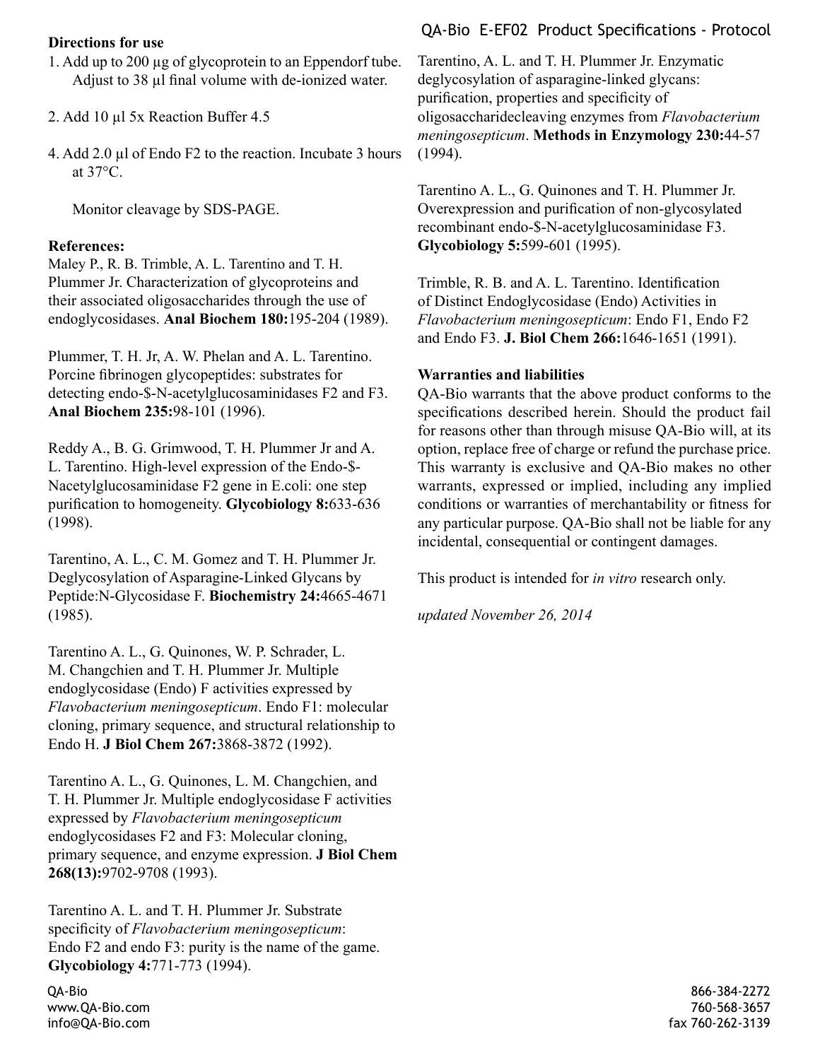**Directions for use**

1. Add up to 200 µg of glycoprotein to an Eppendorf tube. Adjust to 38 µl final volume with de-ionized water.

2. Add 10 µl 5x Reaction Buffer 4.5

4. Add 2.0 µl of Endo F2 to the reaction. Incubate 3 hours at 37°C.

   Monitor cleavage by SDS-PAGE.

**References:**

Maley P., R. B. Trimble, A. L. Tarentino and T. H. Plummer Jr. Characterization of glycoproteins and their associated oligosaccharides through the use of endoglycosidases. **Anal Biochem 180:**195-204 (1989).

Plummer, T. H. Jr, A. W. Phelan and A. L. Tarentino. Porcine fibrinogen glycopeptides: substrates for detecting endo-$-N-acetylglucosaminidases F2 and F3. **Anal Biochem 235:**98-101 (1996).

Reddy A., B. G. Grimwood, T. H. Plummer Jr and A. L. Tarentino. High-level expression of the Endo-$-Nacetylglucosaminidase F2 gene in E.coli: one step purification to homogeneity. **Glycobiology 8:**633-636 (1998).

Tarentino, A. L., C. M. Gomez and T. H. Plummer Jr. Deglycosylation of Asparagine-Linked Glycans by Peptide:N-Glycosidase F. **Biochemistry 24:**4665-4671 (1985).

Tarentino A. L., G. Quinones, W. P. Schrader, L. M. Changchien and T. H. Plummer Jr. Multiple endoglycosidase (Endo) F activities expressed by *Flavobacterium meningosepticum*. Endo F1: molecular cloning, primary sequence, and structural relationship to Endo H. **J Biol Chem 267:**3868-3872 (1992).

Tarentino A. L., G. Quinones, L. M. Changchien, and T. H. Plummer Jr. Multiple endoglycosidase F activities expressed by *Flavobacterium meningosepticum* endoglycosidases F2 and F3: Molecular cloning, primary sequence, and enzyme expression. **J Biol Chem 268(13):**9702-9708 (1993).

Tarentino A. L. and T. H. Plummer Jr. Substrate specificity of *Flavobacterium meningosepticum*: Endo F2 and endo F3: purity is the name of the game. **Glycobiology 4:**771-773 (1994).

Tarentino, A. L. and T. H. Plummer Jr. Enzymatic deglycosylation of asparagine-linked glycans: purification, properties and specificity of oligosaccharidecleaving enzymes from *Flavobacterium meningosepticum*. **Methods in Enzymology 230:**44-57 (1994).

Tarentino A. L., G. Quinones and T. H. Plummer Jr. Overexpression and purification of non-glycosylated recombinant endo-$-N-acetylglucosaminidase F3. **Glycobiology 5:**599-601 (1995).

Trimble, R. B. and A. L. Tarentino. Identification of Distinct Endoglycosidase (Endo) Activities in *Flavobacterium meningosepticum*: Endo F1, Endo F2 and Endo F3. **J. Biol Chem 266:**1646-1651 (1991).

**Warranties and liabilities**

QA-Bio warrants that the above product conforms to the specifications described herein. Should the product fail for reasons other than through misuse QA-Bio will, at its option, replace free of charge or refund the purchase price. This warranty is exclusive and QA-Bio makes no other warrants, expressed or implied, including any implied conditions or warranties of merchantability or fitness for any particular purpose. QA-Bio shall not be liable for any incidental, consequential or contingent damages.

This product is intended for *in vitro* research only.

*updated November 26, 2014*